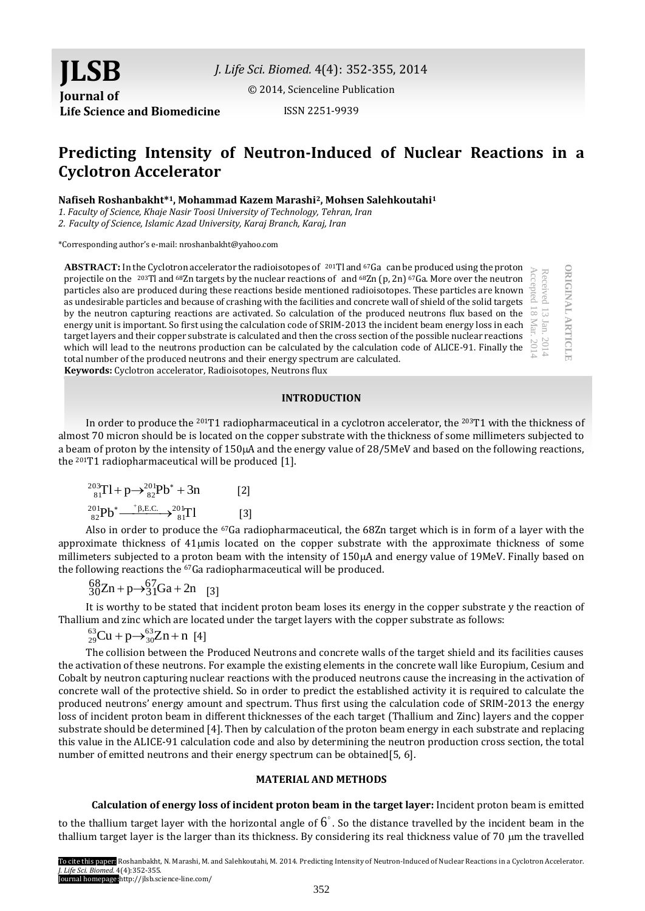# Predicting Intensity of Neutron-Induced of Nuclear Reactions in a Cyclotron Accelerator

**Nafiseh Roshanbakht*[1], Mohammad Kazem Marashi[2], Mohsen Salehkoutahi[1]**

*1. Faculty of Science, Khaje Nasir Toosi University of Technology, Tehran, Iran*
*2. Faculty of Science, Islamic Azad University, Karaj Branch, Karaj, Iran*

*Corresponding author's e-mail: nroshanbakht@yahoo.com

ORIGINAL ARTICLE
Received 13 Jan. 2014
Accepted 18 Mar. 2014

**ABSTRACT:** In the Cyclotron accelerator the radioisotopes of $^{201}$Tl and $^{67}$Ga can be produced using the proton projectile on the $^{203}$Tl and $^{68}$Zn targets by the nuclear reactions of and $^{68}$Zn (p, 2n) $^{67}$Ga. More over the neutron particles also are produced during these reactions beside mentioned radioisotopes. These particles are known as undesirable particles and because of crashing with the facilities and concrete wall of shield of the solid targets by the neutron capturing reactions are activated. So calculation of the produced neutrons flux based on the energy unit is important. So first using the calculation code of SRIM-2013 the incident beam energy loss in each target layers and their copper substrate is calculated and then the cross section of the possible nuclear reactions which will lead to the neutrons production can be calculated by the calculation code of ALICE-91. Finally the total number of the produced neutrons and their energy spectrum are calculated.
**Keywords:** Cyclotron accelerator, Radioisotopes, Neutrons flux

## INTRODUCTION

In order to produce the $^{201}$T1 radiopharmaceutical in a cyclotron accelerator, the $^{203}$T1 with the thickness of almost 70 micron should be is located on the copper substrate with the thickness of some millimeters subjected to a beam of proton by the intensity of 150μA and the energy value of 28/5MeV and based on the following reactions, the $^{201}$T1 radiopharmaceutical will be produced [1].

$$^{203}_{81}\mathrm{Tl} + \mathrm{p} \rightarrow ^{201}_{82}\mathrm{Pb}^* + 3\mathrm{n} \qquad [2]$$

$$^{201}_{82}\mathrm{Pb}^* \xrightarrow{^{+}\beta,\mathrm{E.C.}} ^{201}_{81}\mathrm{Tl} \qquad [3]$$

Also in order to produce the $^{67}$Ga radiopharmaceutical, the 68Zn target which is in form of a layer with the approximate thickness of 41μmis located on the copper substrate with the approximate thickness of some millimeters subjected to a proton beam with the intensity of 150μA and energy value of 19MeV. Finally based on the following reactions the $^{67}$Ga radiopharmaceutical will be produced.

$$^{68}_{30}\mathrm{Zn} + \mathrm{p} \rightarrow ^{67}_{31}\mathrm{Ga} + 2\mathrm{n} \quad [3]$$

It is worthy to be stated that incident proton beam loses its energy in the copper substrate y the reaction of Thallium and zinc which are located under the target layers with the copper substrate as follows:

$$^{63}_{29}\mathrm{Cu} + \mathrm{p} \rightarrow ^{63}_{30}\mathrm{Zn} + \mathrm{n} \quad [4]$$

The collision between the Produced Neutrons and concrete walls of the target shield and its facilities causes the activation of these neutrons. For example the existing elements in the concrete wall like Europium, Cesium and Cobalt by neutron capturing nuclear reactions with the produced neutrons cause the increasing in the activation of concrete wall of the protective shield. So in order to predict the established activity it is required to calculate the produced neutrons' energy amount and spectrum. Thus first using the calculation code of SRIM-2013 the energy loss of incident proton beam in different thicknesses of the each target (Thallium and Zinc) layers and the copper substrate should be determined [4]. Then by calculation of the proton beam energy in each substrate and replacing this value in the ALICE-91 calculation code and also by determining the neutron production cross section, the total number of emitted neutrons and their energy spectrum can be obtained[5, 6].

## MATERIAL AND METHODS

**Calculation of energy loss of incident proton beam in the target layer:** Incident proton beam is emitted to the thallium target layer with the horizontal angle of $6^{\circ}$. So the distance travelled by the incident beam in the thallium target layer is the larger than its thickness. By considering its real thickness value of 70 μm the travelled

To cite this paper: Roshanbakht, N. Marashi, M. and Salehkoutahi, M. 2014. Predicting Intensity of Neutron-Induced of Nuclear Reactions in a Cyclotron Accelerator. *J. Life Sci. Biomed.* 4(4):352-355.
Journal homepage:http://jlsb.science-line.com/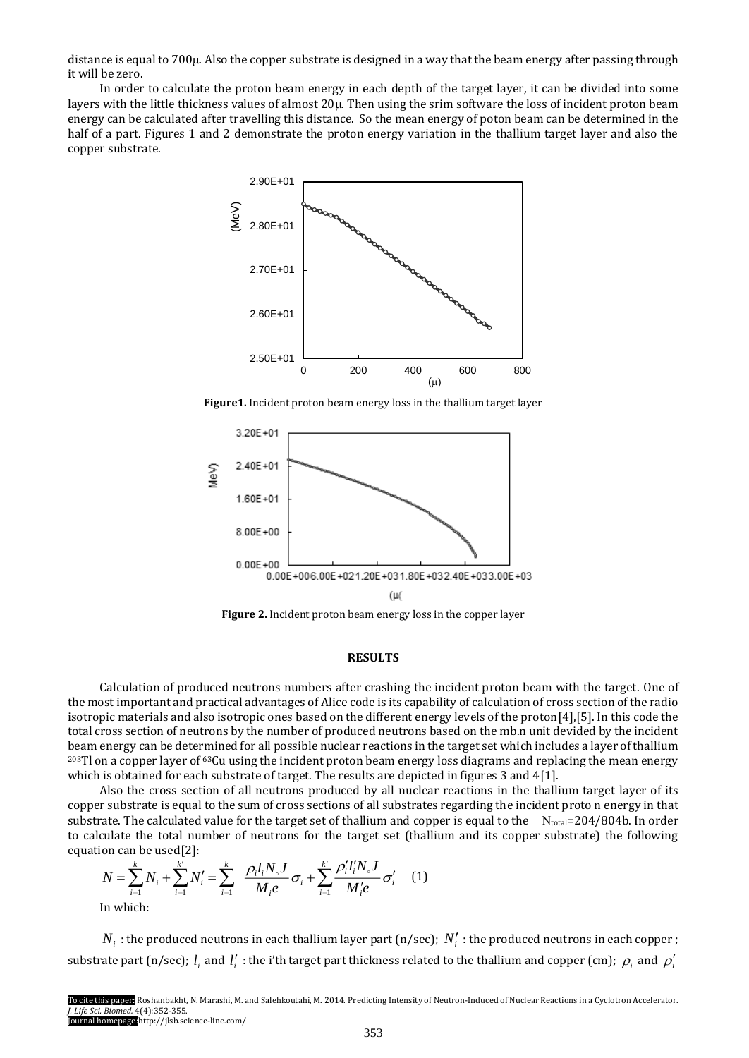distance is equal to 700μ. Also the copper substrate is designed in a way that the beam energy after passing through it will be zero.

In order to calculate the proton beam energy in each depth of the target layer, it can be divided into some layers with the little thickness values of almost 20μ. Then using the srim software the loss of incident proton beam energy can be calculated after travelling this distance. So the mean energy of poton beam can be determined in the half of a part. Figures 1 and 2 demonstrate the proton energy variation in the thallium target layer and also the copper substrate.

**Figure1.** Incident proton beam energy loss in the thallium target layer

**Figure 2.** Incident proton beam energy loss in the copper layer

## RESULTS

Calculation of produced neutrons numbers after crashing the incident proton beam with the target. One of the most important and practical advantages of Alice code is its capability of calculation of cross section of the radio isotropic materials and also isotropic ones based on the different energy levels of the proton[4],[5]. In this code the total cross section of neutrons by the number of produced neutrons based on the mb.n unit devided by the incident beam energy can be determined for all possible nuclear reactions in the target set which includes a layer of thallium $^{203}$Tl on a copper layer of $^{63}$Cu using the incident proton beam energy loss diagrams and replacing the mean energy which is obtained for each substrate of target. The results are depicted in figures 3 and 4[1].

Also the cross section of all neutrons produced by all nuclear reactions in the thallium target layer of its copper substrate is equal to the sum of cross sections of all substrates regarding the incident proto n energy in that substrate. The calculated value for the target set of thallium and copper is equal to the $N_{total}$=204/804b. In order to calculate the total number of neutrons for the target set (thallium and its copper substrate) the following equation can be used[2]:

$$N = \sum_{i=1}^{k} N_i + \sum_{i=1}^{k'} N'_i = \sum_{i=1}^{k} \frac{\rho_i l_i N_\circ J}{M_i e}\sigma_i + \sum_{i=1}^{k'} \frac{\rho'_i l'_i N_\circ J}{M'_i e}\sigma'_i \quad (1)$$

In which:

$N_i$ : the produced neutrons in each thallium layer part (n/sec); $N'_i$ : the produced neutrons in each copper ; substrate part (n/sec); $l_i$ and $l'_i$ : the i'th target part thickness related to the thallium and copper (cm); $\rho_i$ and $\rho'_i$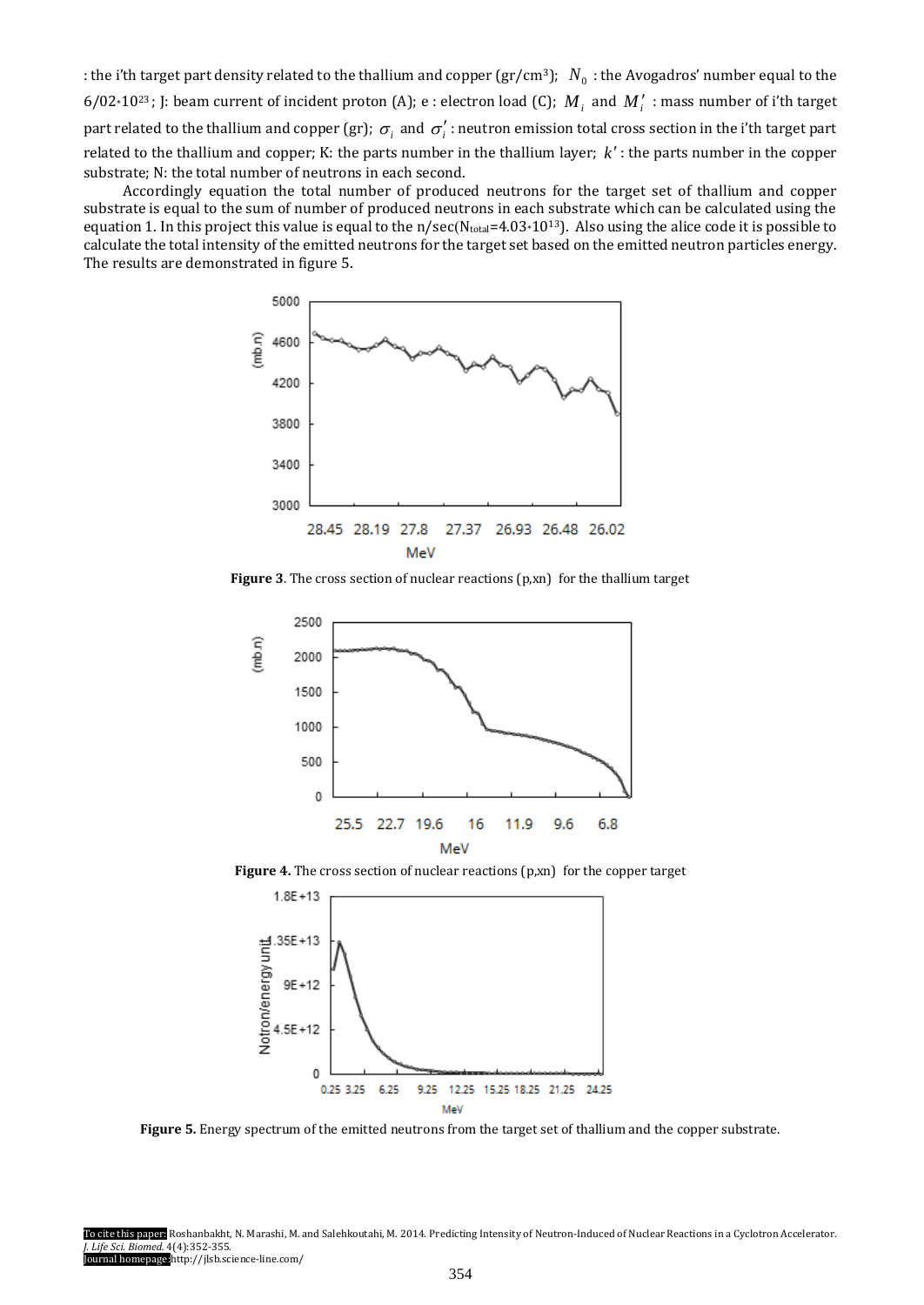: the i'th target part density related to the thallium and copper (gr/cm$^3$); $N_0$ : the Avogadros' number equal to the 6/02$*10^{23}$; J: beam current of incident proton (A); e : electron load (C); $M_i$ and $M_i'$ : mass number of i'th target part related to the thallium and copper (gr); $\sigma_i$ and $\sigma_i'$ : neutron emission total cross section in the i'th target part related to the thallium and copper; K: the parts number in the thallium layer; $k'$ : the parts number in the copper substrate; N: the total number of neutrons in each second.

Accordingly equation the total number of produced neutrons for the target set of thallium and copper substrate is equal to the sum of number of produced neutrons in each substrate which can be calculated using the equation 1. In this project this value is equal to the n/sec($N_{total}$=4.03$*10^{13}$). Also using the alice code it is possible to calculate the total intensity of the emitted neutrons for the target set based on the emitted neutron particles energy. The results are demonstrated in figure 5.

**Figure 3**. The cross section of nuclear reactions (p,xn) for the thallium target

**Figure 4.** The cross section of nuclear reactions (p,xn) for the copper target

**Figure 5.** Energy spectrum of the emitted neutrons from the target set of thallium and the copper substrate.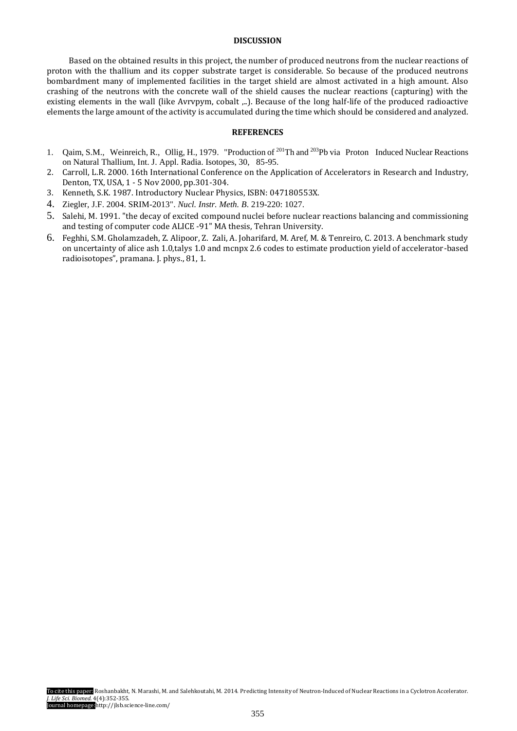## DISCUSSION

Based on the obtained results in this project, the number of produced neutrons from the nuclear reactions of proton with the thallium and its copper substrate target is considerable. So because of the produced neutrons bombardment many of implemented facilities in the target shield are almost activated in a high amount. Also crashing of the neutrons with the concrete wall of the shield causes the nuclear reactions (capturing) with the existing elements in the wall (like Avrvpym, cobalt ,..). Because of the long half-life of the produced radioactive elements the large amount of the activity is accumulated during the time which should be considered and analyzed.

## REFERENCES

1. Qaim, S.M., Weinreich, R., Ollig, H., 1979. "Production of $^{201}$Th and $^{203}$Pb via Proton Induced Nuclear Reactions on Natural Thallium, Int. J. Appl. Radia. Isotopes, 30, 85-95.
2. Carroll, L.R. 2000. 16th International Conference on the Application of Accelerators in Research and Industry, Denton, TX, USA, 1 - 5 Nov 2000, pp.301-304.
3. Kenneth, S.K. 1987. Introductory Nuclear Physics, ISBN: 047180553X.
4. Ziegler, J.F. 2004. SRIM-2013". *Nucl. Instr. Meth. B*. 219-220: 1027.
5. Salehi, M. 1991. "the decay of excited compound nuclei before nuclear reactions balancing and commissioning and testing of computer code ALICE -91" MA thesis, Tehran University.
6. Feghhi, S.M. Gholamzadeh, Z. Alipoor, Z. Zali, A. Joharifard, M. Aref, M. & Tenreiro, C. 2013. A benchmark study on uncertainty of alice ash 1.0,talys 1.0 and mcnpx 2.6 codes to estimate production yield of accelerator-based radioisotopes", pramana. J. phys., 81, 1.